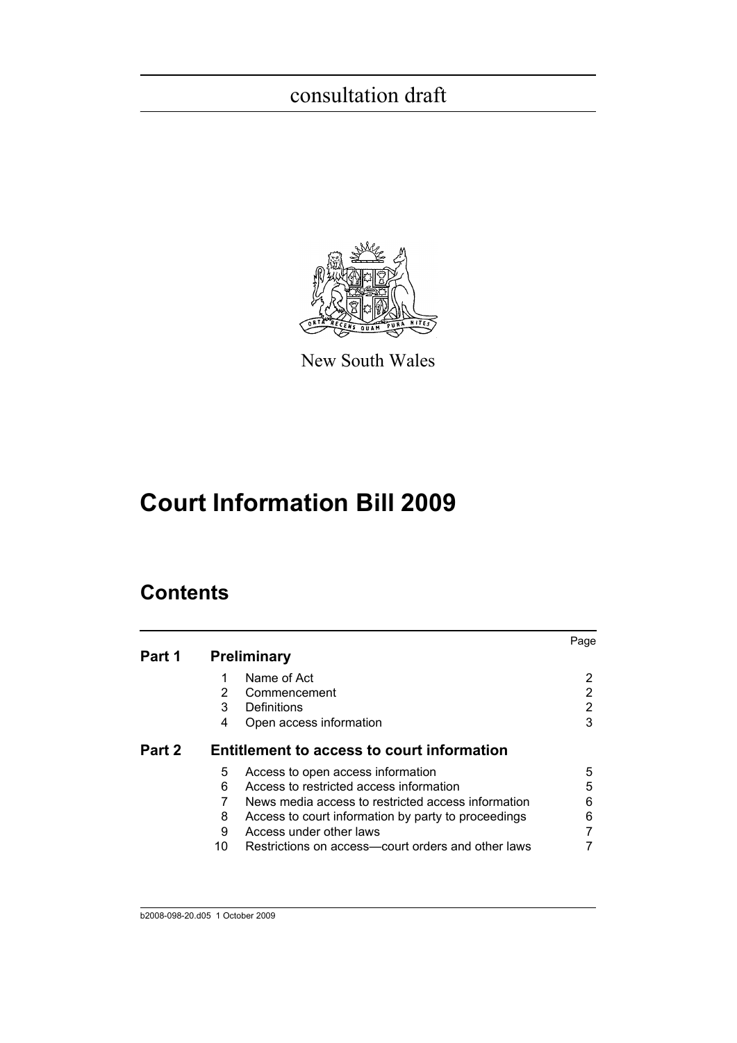consultation draft

New South Wales

# Court Information Bill 2009

## Contents

| | | | Page |
|---|---|---|---|
| **Part 1** | **Preliminary** | | |
| | 1 | Name of Act | 2 |
| | 2 | Commencement | 2 |
| | 3 | Definitions | 2 |
| | 4 | Open access information | 3 |
| **Part 2** | **Entitlement to access to court information** | | |
| | 5 | Access to open access information | 5 |
| | 6 | Access to restricted access information | 5 |
| | 7 | News media access to restricted access information | 6 |
| | 8 | Access to court information by party to proceedings | 6 |
| | 9 | Access under other laws | 7 |
| | 10 | Restrictions on access—court orders and other laws | 7 |

b2008-098-20.d05 1 October 2009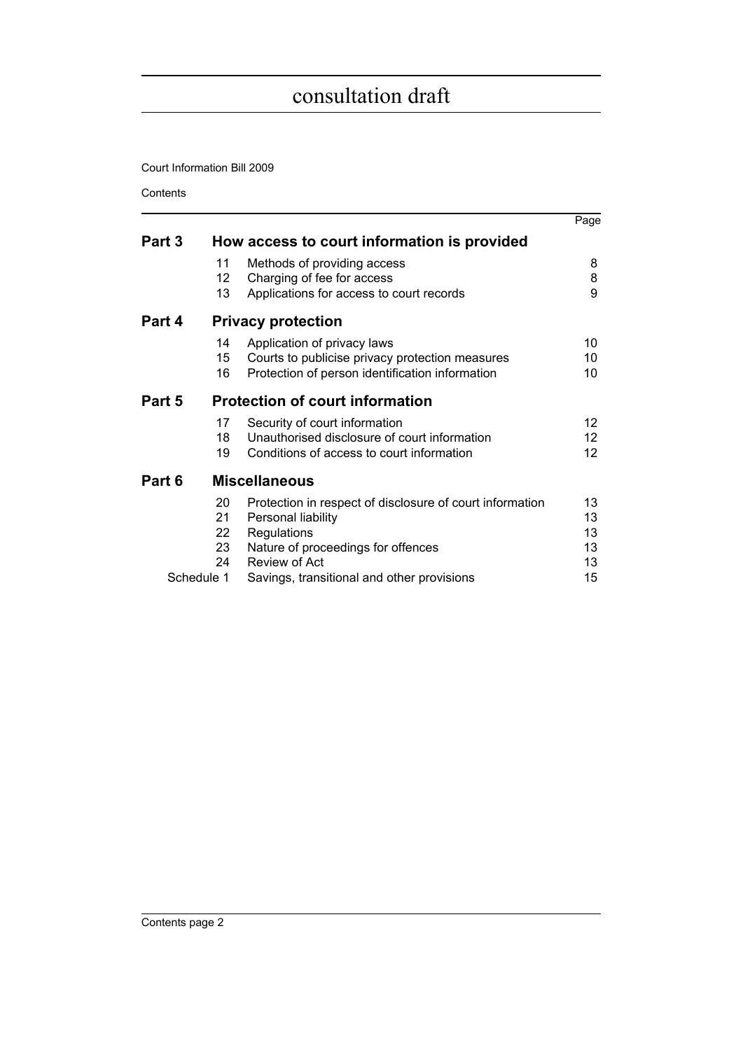# consultation draft

Court Information Bill 2009

Contents

| | | | Page |
|---|---|---|---|
| **Part 3** | **How access to court information is provided** | | |
| | 11 | Methods of providing access | 8 |
| | 12 | Charging of fee for access | 8 |
| | 13 | Applications for access to court records | 9 |
| **Part 4** | **Privacy protection** | | |
| | 14 | Application of privacy laws | 10 |
| | 15 | Courts to publicise privacy protection measures | 10 |
| | 16 | Protection of person identification information | 10 |
| **Part 5** | **Protection of court information** | | |
| | 17 | Security of court information | 12 |
| | 18 | Unauthorised disclosure of court information | 12 |
| | 19 | Conditions of access to court information | 12 |
| **Part 6** | **Miscellaneous** | | |
| | 20 | Protection in respect of disclosure of court information | 13 |
| | 21 | Personal liability | 13 |
| | 22 | Regulations | 13 |
| | 23 | Nature of proceedings for offences | 13 |
| | 24 | Review of Act | 13 |
| Schedule 1 | | Savings, transitional and other provisions | 15 |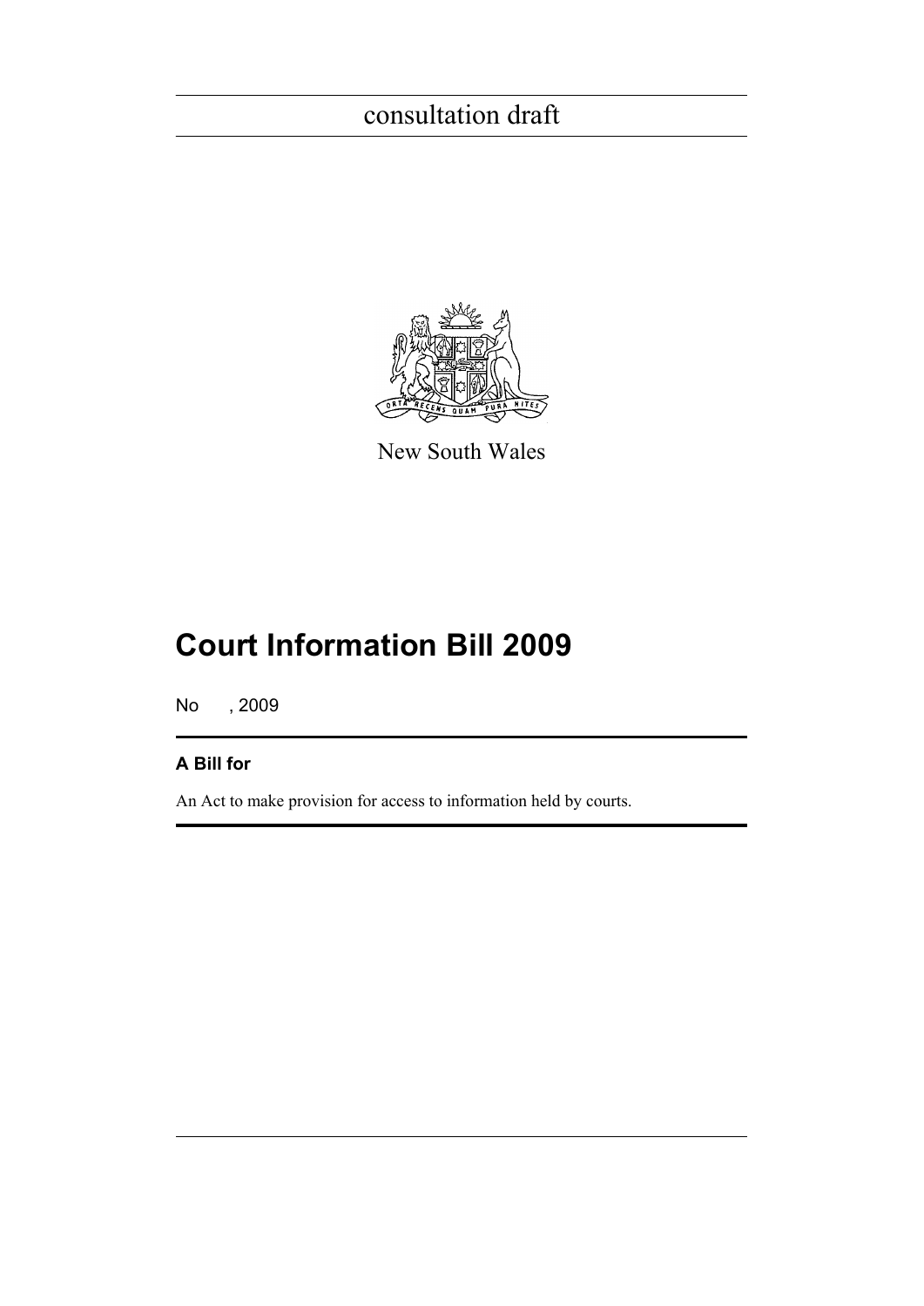consultation draft

New South Wales

# Court Information Bill 2009

No , 2009

**A Bill for**

An Act to make provision for access to information held by courts.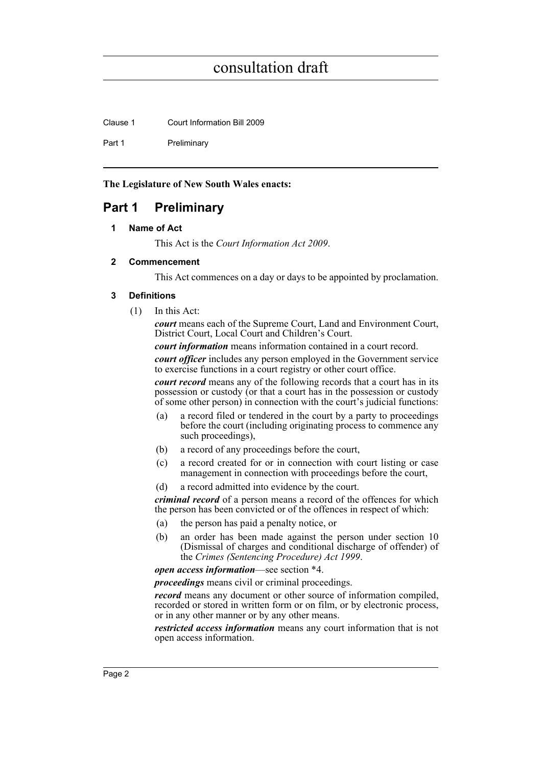**The Legislature of New South Wales enacts:**

# Part 1 Preliminary

### 1 Name of Act

This Act is the *Court Information Act 2009*.

### 2 Commencement

This Act commences on a day or days to be appointed by proclamation.

### 3 Definitions

(1) In this Act:

***court*** means each of the Supreme Court, Land and Environment Court, District Court, Local Court and Children's Court.

***court information*** means information contained in a court record.

***court officer*** includes any person employed in the Government service to exercise functions in a court registry or other court office.

***court record*** means any of the following records that a court has in its possession or custody (or that a court has in the possession or custody of some other person) in connection with the court's judicial functions:

- (a) a record filed or tendered in the court by a party to proceedings before the court (including originating process to commence any such proceedings),
- (b) a record of any proceedings before the court,
- (c) a record created for or in connection with court listing or case management in connection with proceedings before the court,
- (d) a record admitted into evidence by the court.

***criminal record*** of a person means a record of the offences for which the person has been convicted or of the offences in respect of which:

- (a) the person has paid a penalty notice, or
- (b) an order has been made against the person under section 10 (Dismissal of charges and conditional discharge of offender) of the *Crimes (Sentencing Procedure) Act 1999*.

***open access information***—see section *4.

***proceedings*** means civil or criminal proceedings.

***record*** means any document or other source of information compiled, recorded or stored in written form or on film, or by electronic process, or in any other manner or by any other means.

***restricted access information*** means any court information that is not open access information.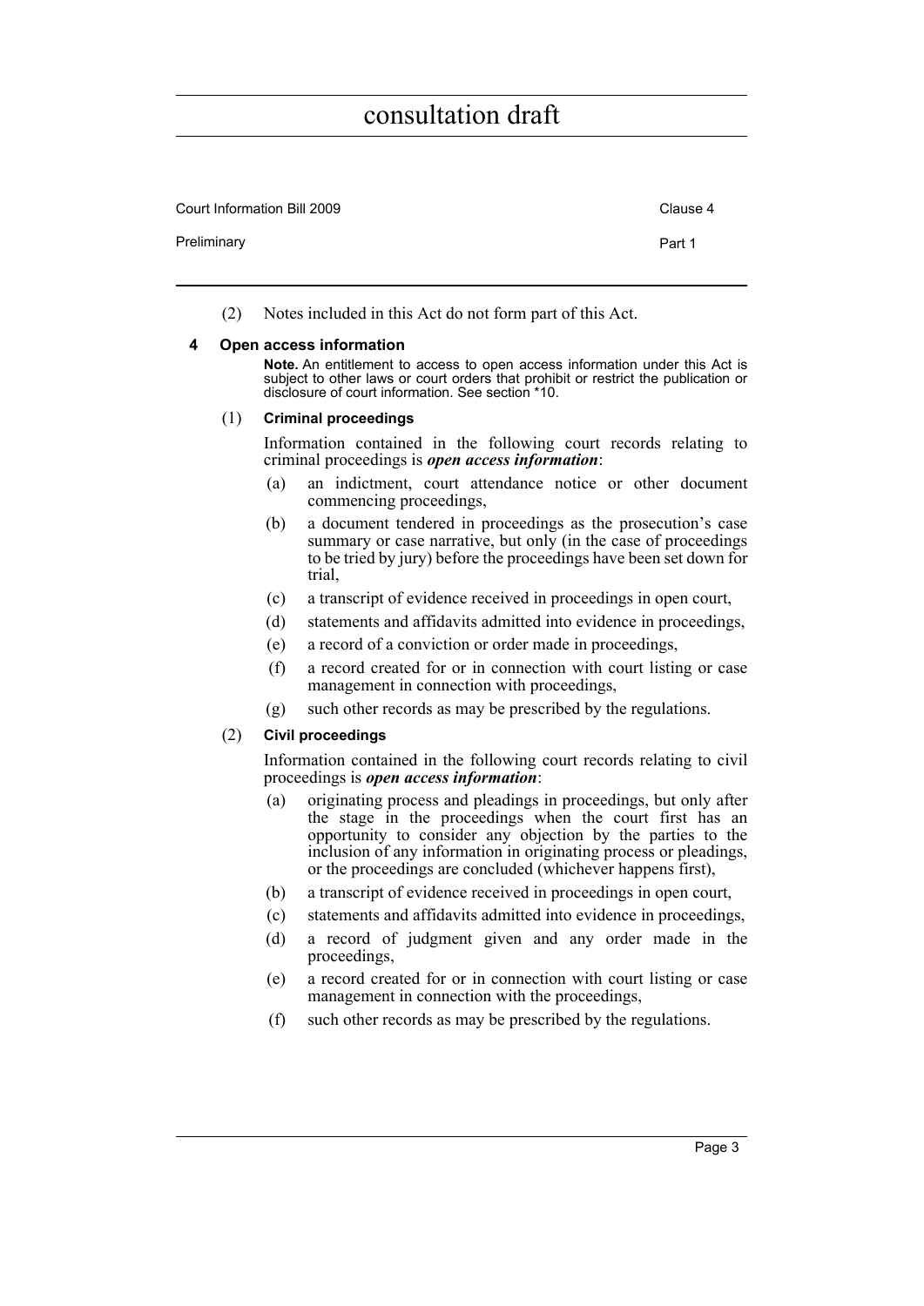(2) Notes included in this Act do not form part of this Act.

## 4 Open access information

**Note.** An entitlement to access to open access information under this Act is subject to other laws or court orders that prohibit or restrict the publication or disclosure of court information. See section *10.

(1) **Criminal proceedings**

Information contained in the following court records relating to criminal proceedings is ***open access information***:

- (a) an indictment, court attendance notice or other document commencing proceedings,
- (b) a document tendered in proceedings as the prosecution's case summary or case narrative, but only (in the case of proceedings to be tried by jury) before the proceedings have been set down for trial,
- (c) a transcript of evidence received in proceedings in open court,
- (d) statements and affidavits admitted into evidence in proceedings,
- (e) a record of a conviction or order made in proceedings,
- (f) a record created for or in connection with court listing or case management in connection with proceedings,
- (g) such other records as may be prescribed by the regulations.

(2) **Civil proceedings**

Information contained in the following court records relating to civil proceedings is ***open access information***:

- (a) originating process and pleadings in proceedings, but only after the stage in the proceedings when the court first has an opportunity to consider any objection by the parties to the inclusion of any information in originating process or pleadings, or the proceedings are concluded (whichever happens first),
- (b) a transcript of evidence received in proceedings in open court,
- (c) statements and affidavits admitted into evidence in proceedings,
- (d) a record of judgment given and any order made in the proceedings,
- (e) a record created for or in connection with court listing or case management in connection with the proceedings,
- (f) such other records as may be prescribed by the regulations.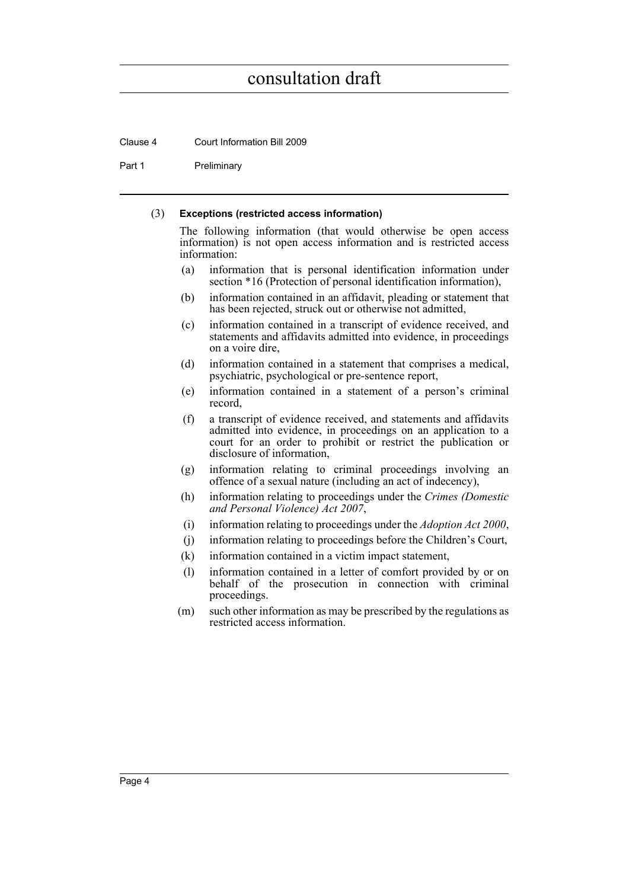(3) **Exceptions (restricted access information)**

The following information (that would otherwise be open access information) is not open access information and is restricted access information:

(a) information that is personal identification information under section *16 (Protection of personal identification information),

(b) information contained in an affidavit, pleading or statement that has been rejected, struck out or otherwise not admitted,

(c) information contained in a transcript of evidence received, and statements and affidavits admitted into evidence, in proceedings on a voire dire,

(d) information contained in a statement that comprises a medical, psychiatric, psychological or pre-sentence report,

(e) information contained in a statement of a person's criminal record,

(f) a transcript of evidence received, and statements and affidavits admitted into evidence, in proceedings on an application to a court for an order to prohibit or restrict the publication or disclosure of information,

(g) information relating to criminal proceedings involving an offence of a sexual nature (including an act of indecency),

(h) information relating to proceedings under the *Crimes (Domestic and Personal Violence) Act 2007*,

(i) information relating to proceedings under the *Adoption Act 2000*,

(j) information relating to proceedings before the Children's Court,

(k) information contained in a victim impact statement,

(l) information contained in a letter of comfort provided by or on behalf of the prosecution in connection with criminal proceedings.

(m) such other information as may be prescribed by the regulations as restricted access information.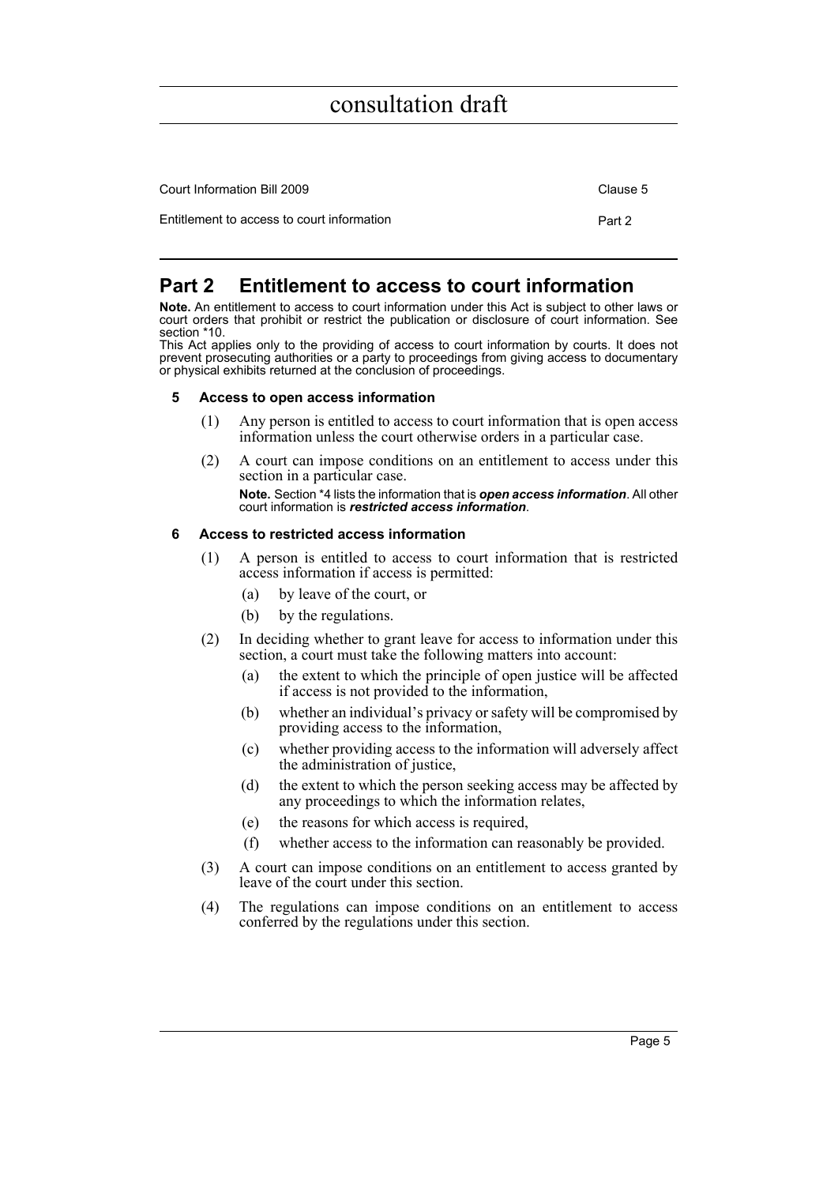# Part 2 Entitlement to access to court information

**Note.** An entitlement to access to court information under this Act is subject to other laws or court orders that prohibit or restrict the publication or disclosure of court information. See section *10.

This Act applies only to the providing of access to court information by courts. It does not prevent prosecuting authorities or a party to proceedings from giving access to documentary or physical exhibits returned at the conclusion of proceedings.

### 5 Access to open access information

(1) Any person is entitled to access to court information that is open access information unless the court otherwise orders in a particular case.

(2) A court can impose conditions on an entitlement to access under this section in a particular case.

**Note.** Section *4 lists the information that is ***open access information***. All other court information is ***restricted access information***.

### 6 Access to restricted access information

(1) A person is entitled to access to court information that is restricted access information if access is permitted:

- (a) by leave of the court, or
- (b) by the regulations.

(2) In deciding whether to grant leave for access to information under this section, a court must take the following matters into account:

- (a) the extent to which the principle of open justice will be affected if access is not provided to the information,
- (b) whether an individual's privacy or safety will be compromised by providing access to the information,
- (c) whether providing access to the information will adversely affect the administration of justice,
- (d) the extent to which the person seeking access may be affected by any proceedings to which the information relates,
- (e) the reasons for which access is required,
- (f) whether access to the information can reasonably be provided.

(3) A court can impose conditions on an entitlement to access granted by leave of the court under this section.

(4) The regulations can impose conditions on an entitlement to access conferred by the regulations under this section.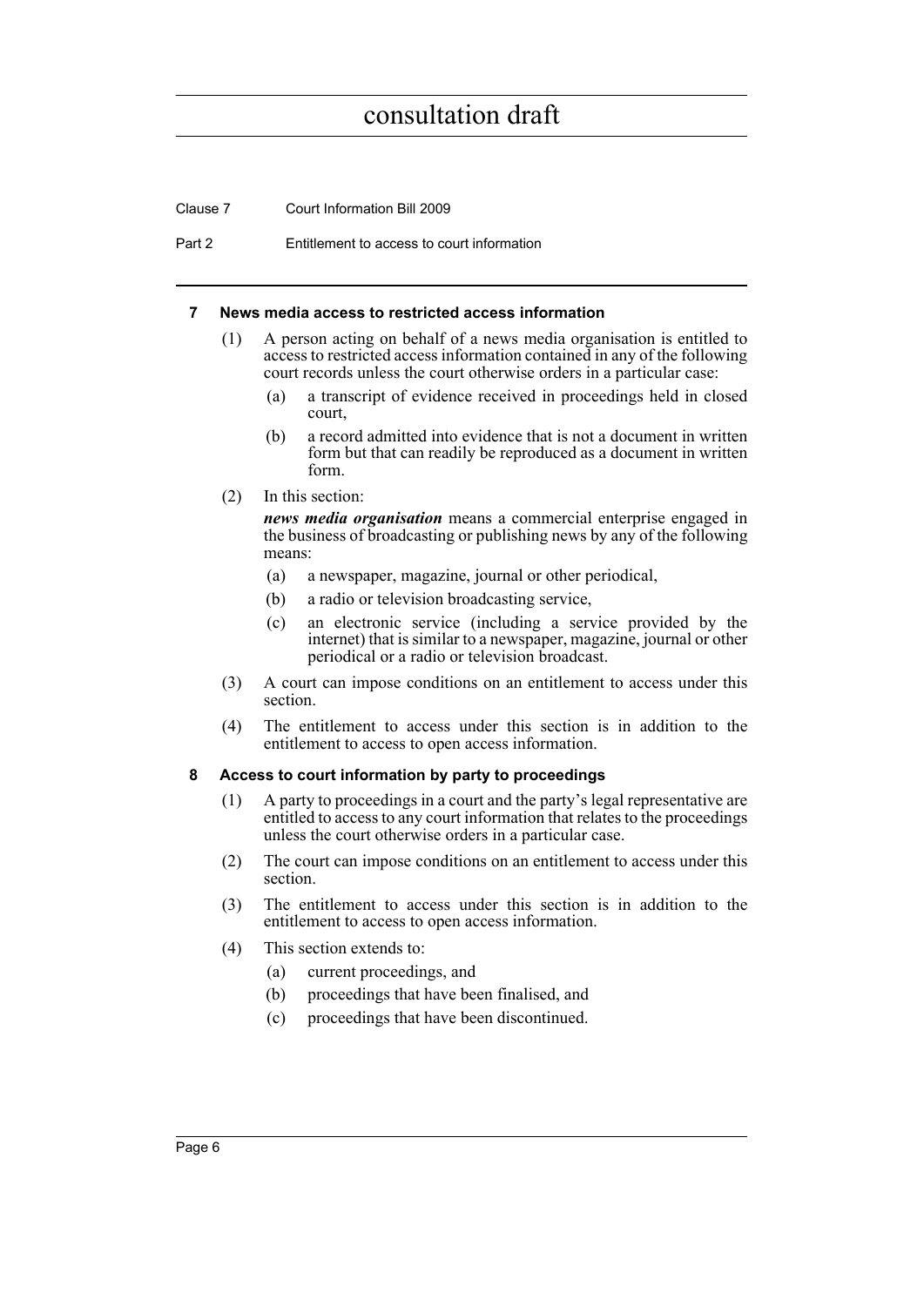### 7 News media access to restricted access information

(1) A person acting on behalf of a news media organisation is entitled to access to restricted access information contained in any of the following court records unless the court otherwise orders in a particular case:

  (a) a transcript of evidence received in proceedings held in closed court,

  (b) a record admitted into evidence that is not a document in written form but that can readily be reproduced as a document in written form.

(2) In this section:

***news media organisation*** means a commercial enterprise engaged in the business of broadcasting or publishing news by any of the following means:

  (a) a newspaper, magazine, journal or other periodical,

  (b) a radio or television broadcasting service,

  (c) an electronic service (including a service provided by the internet) that is similar to a newspaper, magazine, journal or other periodical or a radio or television broadcast.

(3) A court can impose conditions on an entitlement to access under this section.

(4) The entitlement to access under this section is in addition to the entitlement to access to open access information.

### 8 Access to court information by party to proceedings

(1) A party to proceedings in a court and the party's legal representative are entitled to access to any court information that relates to the proceedings unless the court otherwise orders in a particular case.

(2) The court can impose conditions on an entitlement to access under this section.

(3) The entitlement to access under this section is in addition to the entitlement to access to open access information.

(4) This section extends to:

  (a) current proceedings, and

  (b) proceedings that have been finalised, and

  (c) proceedings that have been discontinued.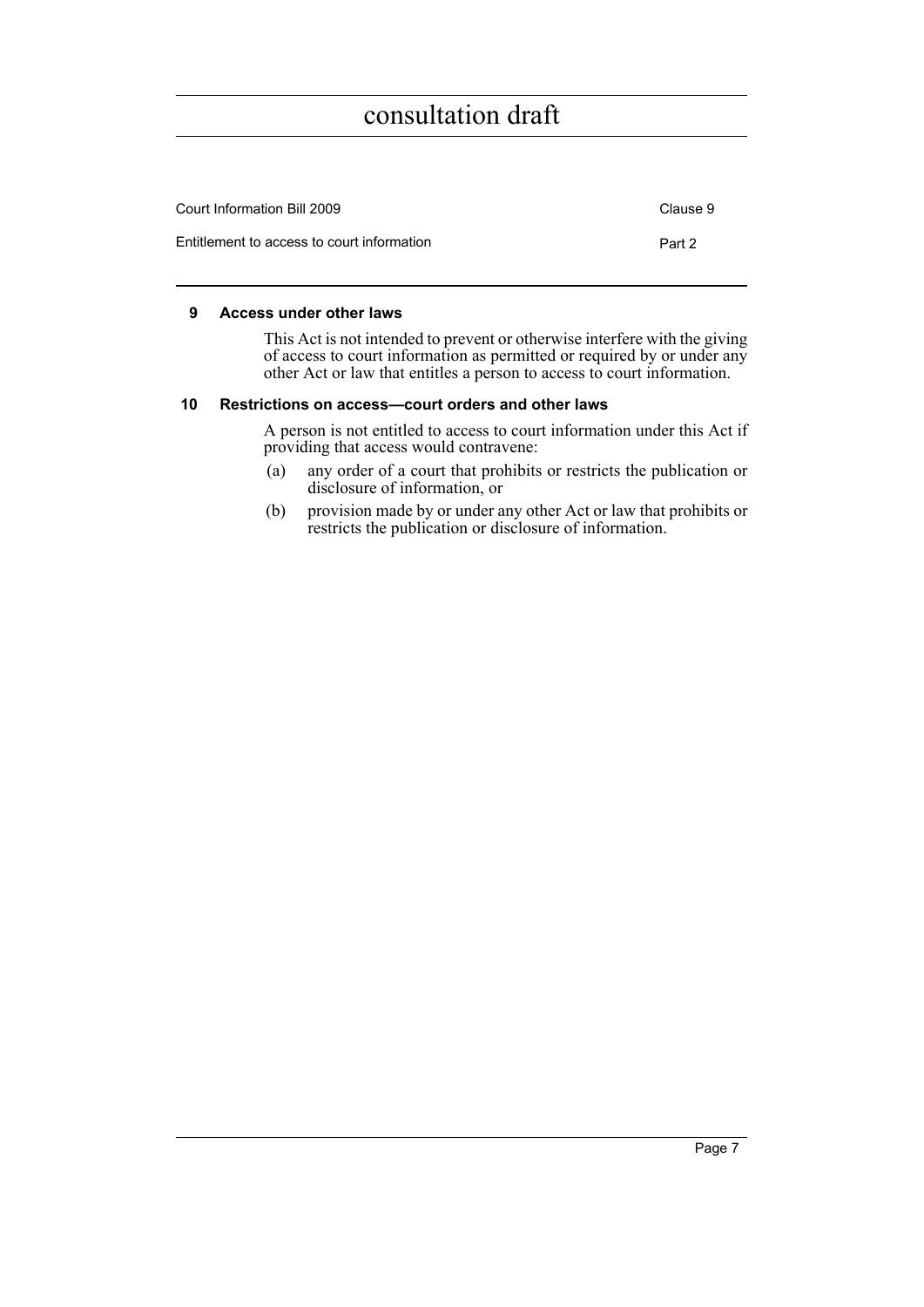## 9 Access under other laws

This Act is not intended to prevent or otherwise interfere with the giving of access to court information as permitted or required by or under any other Act or law that entitles a person to access to court information.

## 10 Restrictions on access—court orders and other laws

A person is not entitled to access to court information under this Act if providing that access would contravene:

(a) any order of a court that prohibits or restricts the publication or disclosure of information, or

(b) provision made by or under any other Act or law that prohibits or restricts the publication or disclosure of information.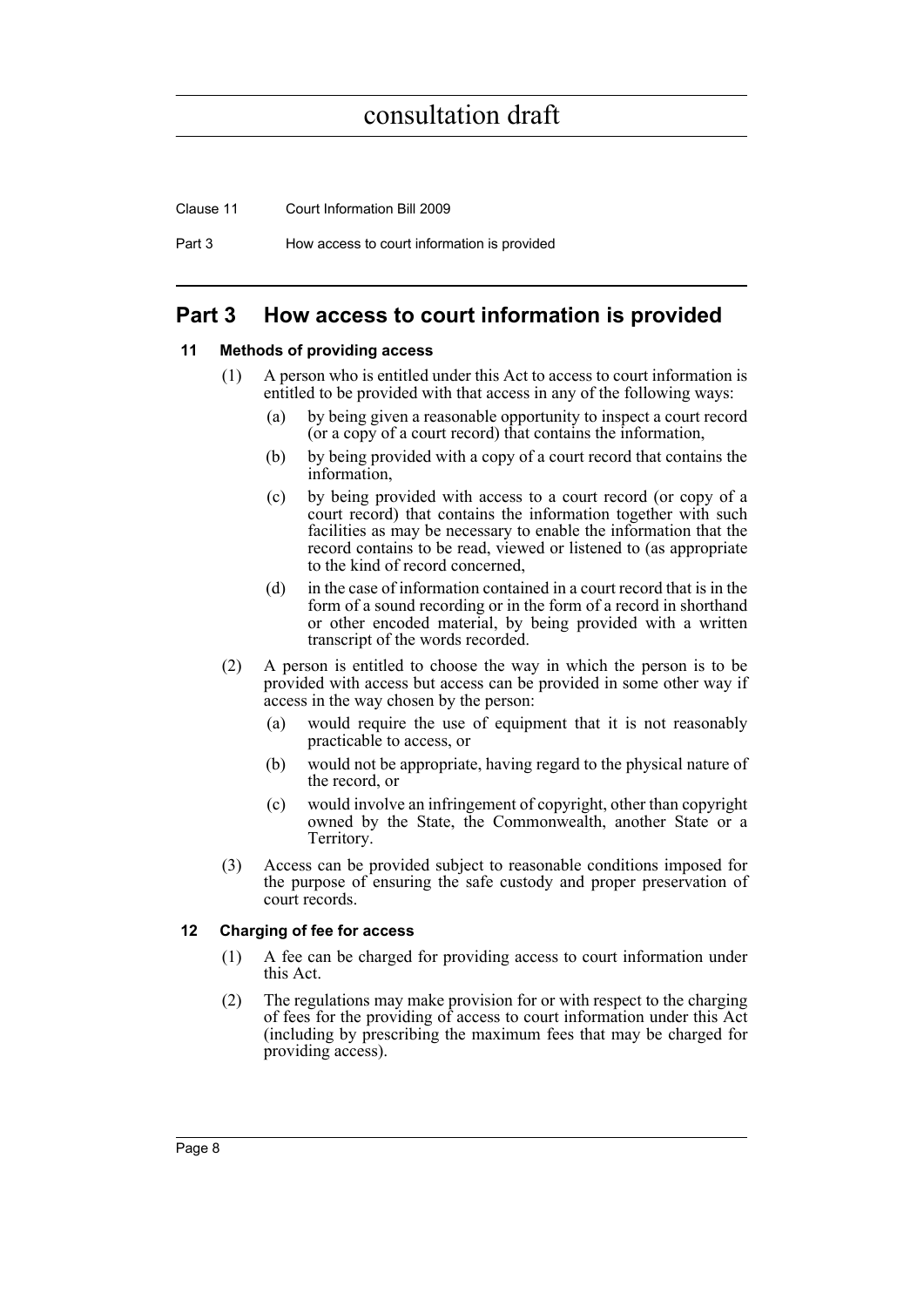## Part 3 How access to court information is provided

### 11 Methods of providing access

(1) A person who is entitled under this Act to access to court information is entitled to be provided with that access in any of the following ways:

(a) by being given a reasonable opportunity to inspect a court record (or a copy of a court record) that contains the information,

(b) by being provided with a copy of a court record that contains the information,

(c) by being provided with access to a court record (or copy of a court record) that contains the information together with such facilities as may be necessary to enable the information that the record contains to be read, viewed or listened to (as appropriate to the kind of record concerned,

(d) in the case of information contained in a court record that is in the form of a sound recording or in the form of a record in shorthand or other encoded material, by being provided with a written transcript of the words recorded.

(2) A person is entitled to choose the way in which the person is to be provided with access but access can be provided in some other way if access in the way chosen by the person:

(a) would require the use of equipment that it is not reasonably practicable to access, or

(b) would not be appropriate, having regard to the physical nature of the record, or

(c) would involve an infringement of copyright, other than copyright owned by the State, the Commonwealth, another State or a Territory.

(3) Access can be provided subject to reasonable conditions imposed for the purpose of ensuring the safe custody and proper preservation of court records.

### 12 Charging of fee for access

(1) A fee can be charged for providing access to court information under this Act.

(2) The regulations may make provision for or with respect to the charging of fees for the providing of access to court information under this Act (including by prescribing the maximum fees that may be charged for providing access).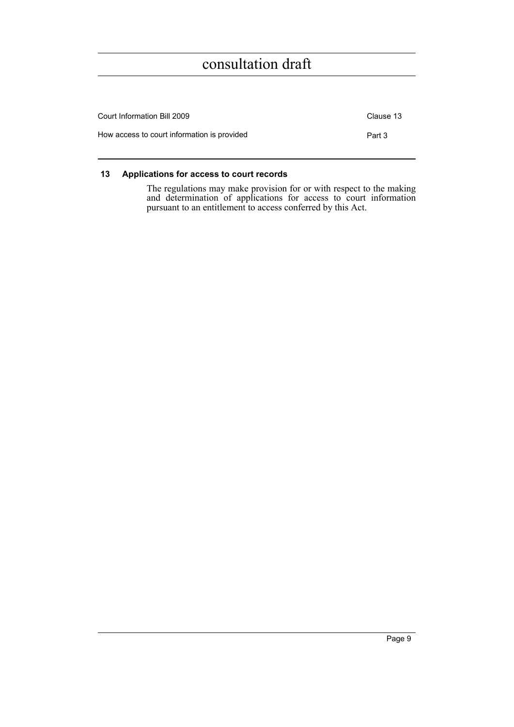#### 13 Applications for access to court records

The regulations may make provision for or with respect to the making and determination of applications for access to court information pursuant to an entitlement to access conferred by this Act.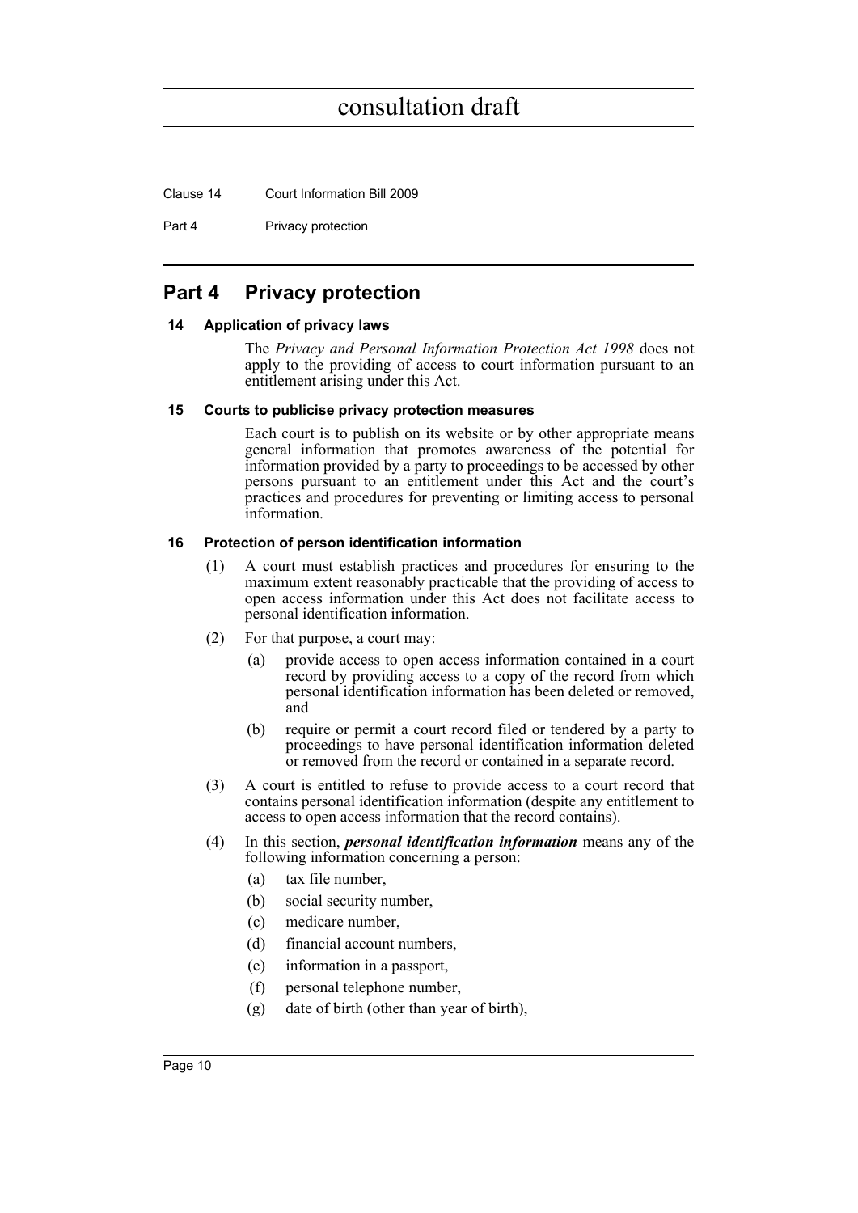# Part 4 Privacy protection

### 14 Application of privacy laws

The *Privacy and Personal Information Protection Act 1998* does not apply to the providing of access to court information pursuant to an entitlement arising under this Act.

### 15 Courts to publicise privacy protection measures

Each court is to publish on its website or by other appropriate means general information that promotes awareness of the potential for information provided by a party to proceedings to be accessed by other persons pursuant to an entitlement under this Act and the court's practices and procedures for preventing or limiting access to personal information.

### 16 Protection of person identification information

(1) A court must establish practices and procedures for ensuring to the maximum extent reasonably practicable that the providing of access to open access information under this Act does not facilitate access to personal identification information.

(2) For that purpose, a court may:

- (a) provide access to open access information contained in a court record by providing access to a copy of the record from which personal identification information has been deleted or removed, and
- (b) require or permit a court record filed or tendered by a party to proceedings to have personal identification information deleted or removed from the record or contained in a separate record.

(3) A court is entitled to refuse to provide access to a court record that contains personal identification information (despite any entitlement to access to open access information that the record contains).

(4) In this section, ***personal identification information*** means any of the following information concerning a person:

- (a) tax file number,
- (b) social security number,
- (c) medicare number,
- (d) financial account numbers,
- (e) information in a passport,
- (f) personal telephone number,
- (g) date of birth (other than year of birth),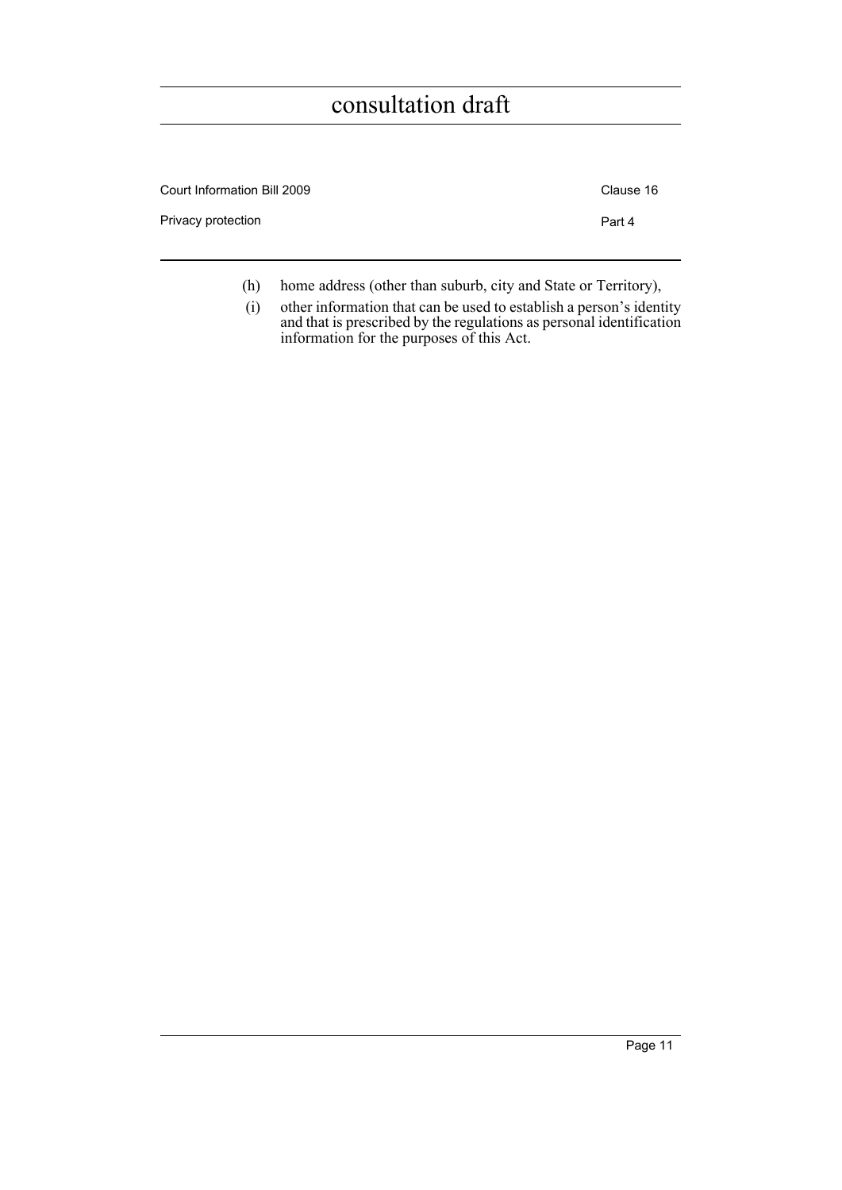(h) home address (other than suburb, city and State or Territory),

(i) other information that can be used to establish a person's identity and that is prescribed by the regulations as personal identification information for the purposes of this Act.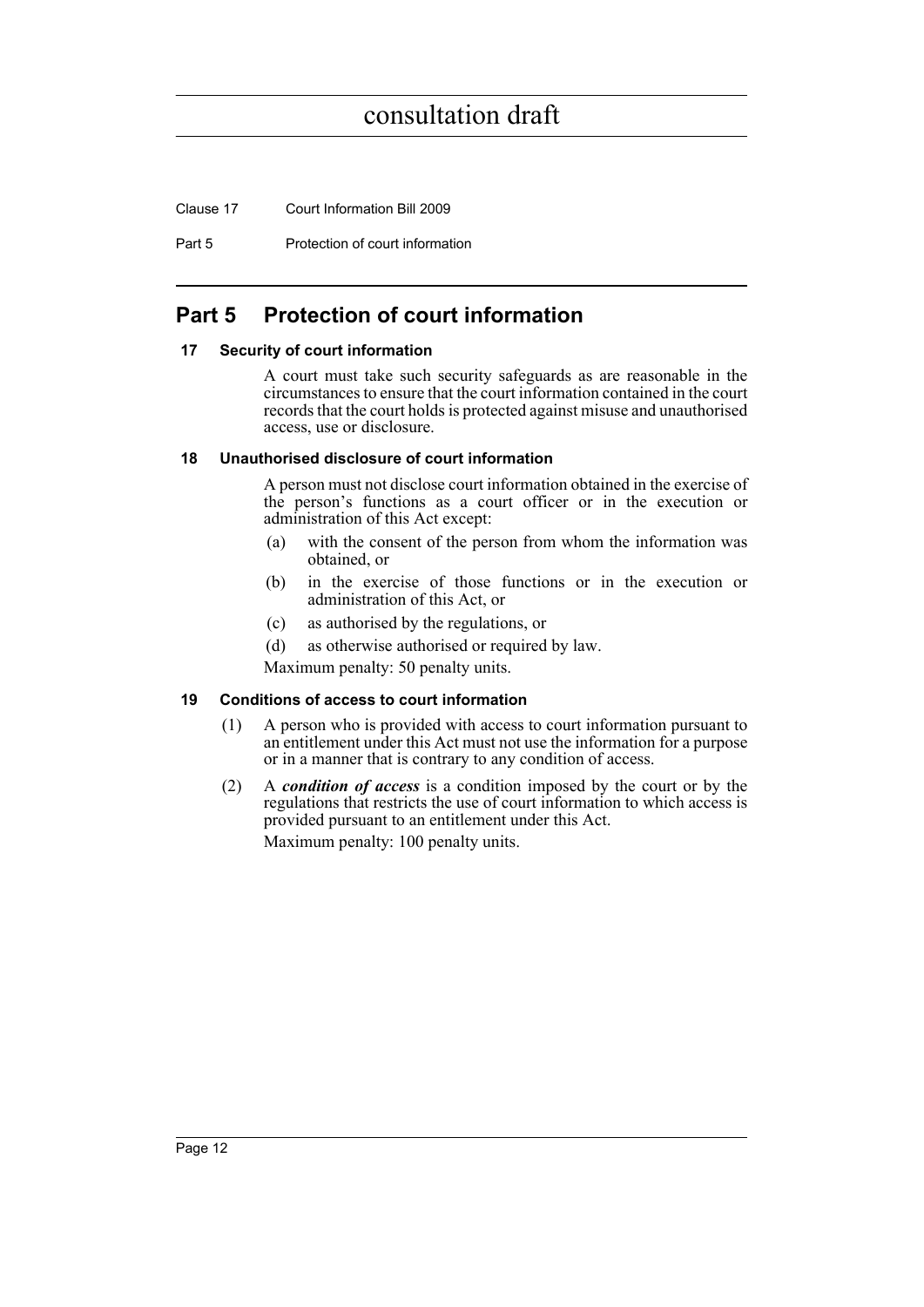## Part 5 Protection of court information

### 17 Security of court information

A court must take such security safeguards as are reasonable in the circumstances to ensure that the court information contained in the court records that the court holds is protected against misuse and unauthorised access, use or disclosure.

### 18 Unauthorised disclosure of court information

A person must not disclose court information obtained in the exercise of the person's functions as a court officer or in the execution or administration of this Act except:

(a) with the consent of the person from whom the information was obtained, or

(b) in the exercise of those functions or in the execution or administration of this Act, or

(c) as authorised by the regulations, or

(d) as otherwise authorised or required by law.

Maximum penalty: 50 penalty units.

### 19 Conditions of access to court information

(1) A person who is provided with access to court information pursuant to an entitlement under this Act must not use the information for a purpose or in a manner that is contrary to any condition of access.

(2) A ***condition of access*** is a condition imposed by the court or by the regulations that restricts the use of court information to which access is provided pursuant to an entitlement under this Act.

Maximum penalty: 100 penalty units.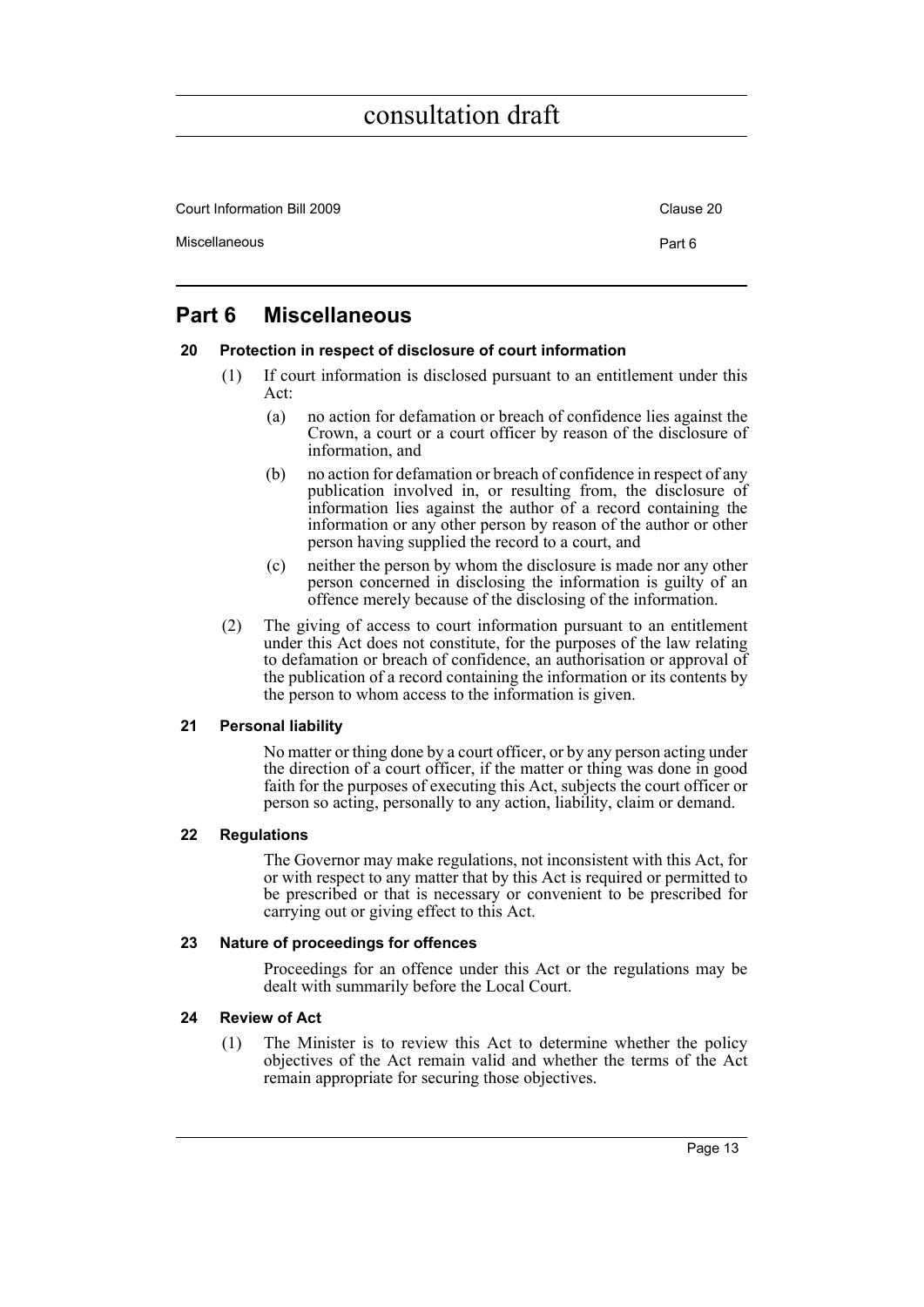## Part 6 Miscellaneous

### 20 Protection in respect of disclosure of court information

(1) If court information is disclosed pursuant to an entitlement under this Act:

- (a) no action for defamation or breach of confidence lies against the Crown, a court or a court officer by reason of the disclosure of information, and
- (b) no action for defamation or breach of confidence in respect of any publication involved in, or resulting from, the disclosure of information lies against the author of a record containing the information or any other person by reason of the author or other person having supplied the record to a court, and
- (c) neither the person by whom the disclosure is made nor any other person concerned in disclosing the information is guilty of an offence merely because of the disclosing of the information.

(2) The giving of access to court information pursuant to an entitlement under this Act does not constitute, for the purposes of the law relating to defamation or breach of confidence, an authorisation or approval of the publication of a record containing the information or its contents by the person to whom access to the information is given.

### 21 Personal liability

No matter or thing done by a court officer, or by any person acting under the direction of a court officer, if the matter or thing was done in good faith for the purposes of executing this Act, subjects the court officer or person so acting, personally to any action, liability, claim or demand.

### 22 Regulations

The Governor may make regulations, not inconsistent with this Act, for or with respect to any matter that by this Act is required or permitted to be prescribed or that is necessary or convenient to be prescribed for carrying out or giving effect to this Act.

### 23 Nature of proceedings for offences

Proceedings for an offence under this Act or the regulations may be dealt with summarily before the Local Court.

### 24 Review of Act

(1) The Minister is to review this Act to determine whether the policy objectives of the Act remain valid and whether the terms of the Act remain appropriate for securing those objectives.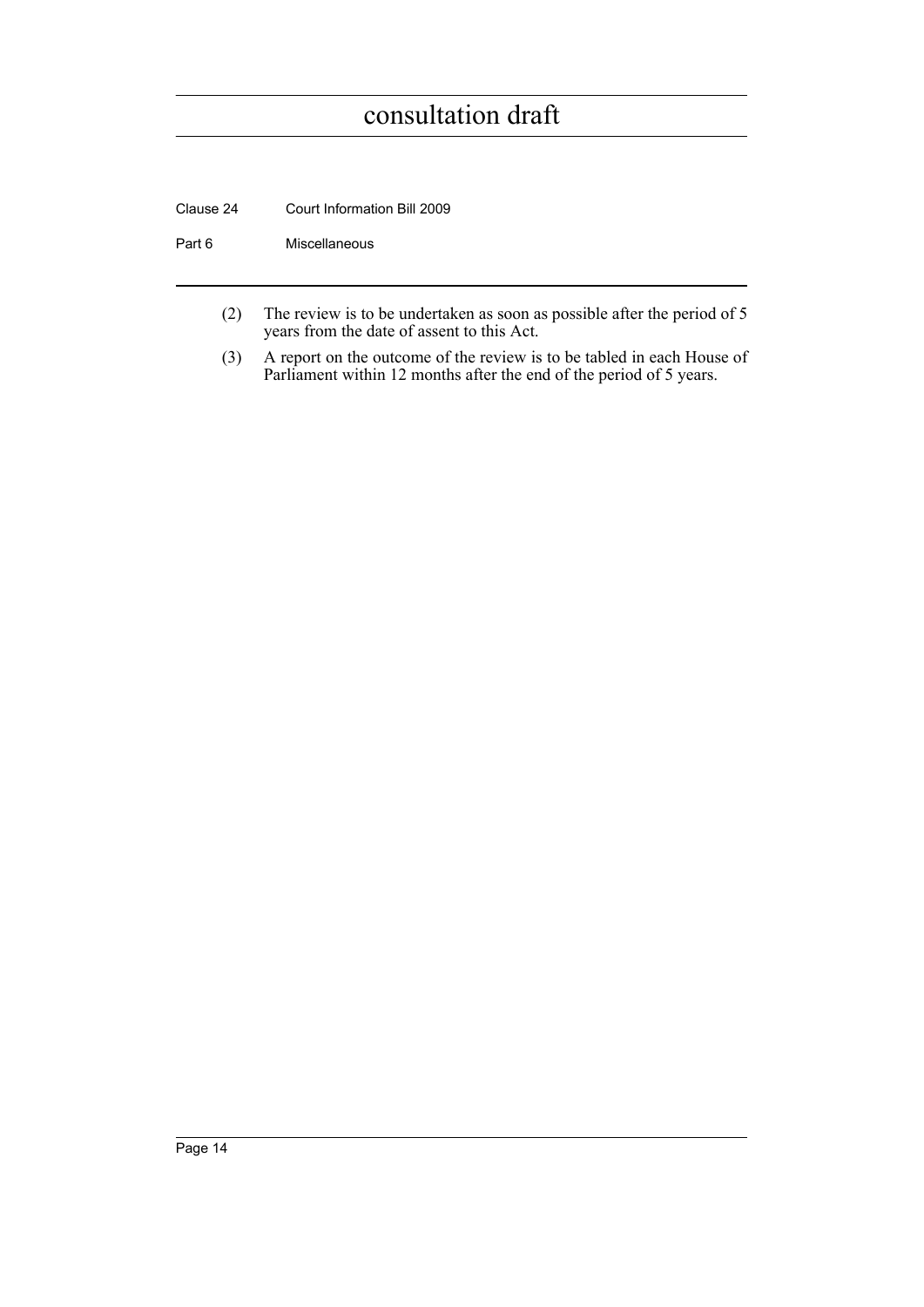(2) The review is to be undertaken as soon as possible after the period of 5 years from the date of assent to this Act.

(3) A report on the outcome of the review is to be tabled in each House of Parliament within 12 months after the end of the period of 5 years.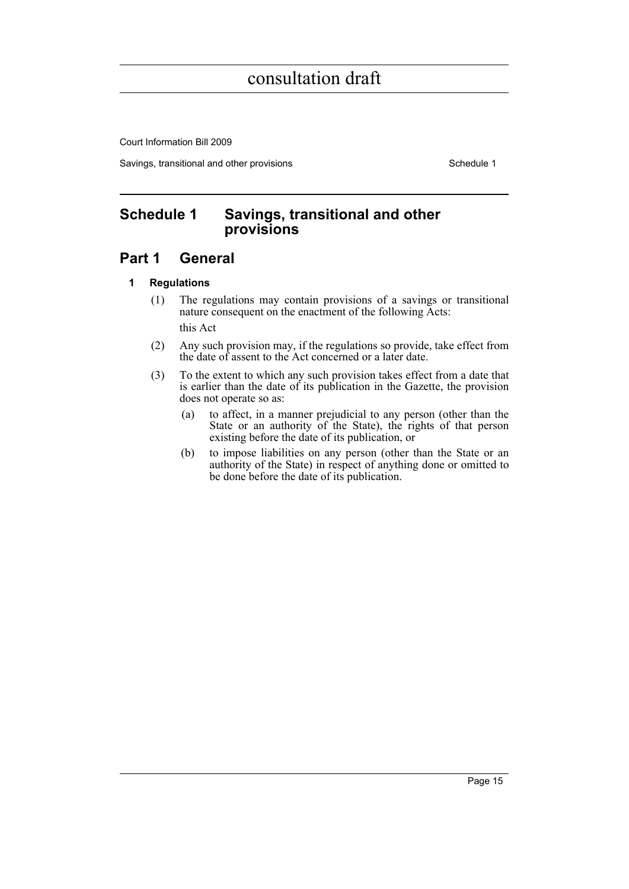# Schedule 1 Savings, transitional and other provisions

## Part 1 General

### 1 Regulations

(1) The regulations may contain provisions of a savings or transitional nature consequent on the enactment of the following Acts:

this Act

(2) Any such provision may, if the regulations so provide, take effect from the date of assent to the Act concerned or a later date.

(3) To the extent to which any such provision takes effect from a date that is earlier than the date of its publication in the Gazette, the provision does not operate so as:

(a) to affect, in a manner prejudicial to any person (other than the State or an authority of the State), the rights of that person existing before the date of its publication, or

(b) to impose liabilities on any person (other than the State or an authority of the State) in respect of anything done or omitted to be done before the date of its publication.